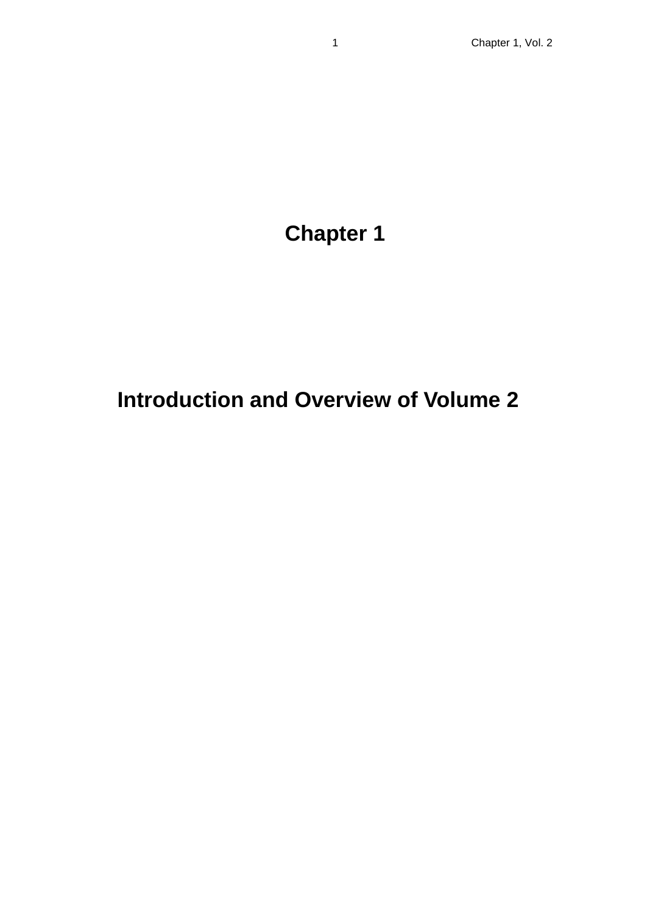# Chapter 1

# Introduction and Overview of Volume 2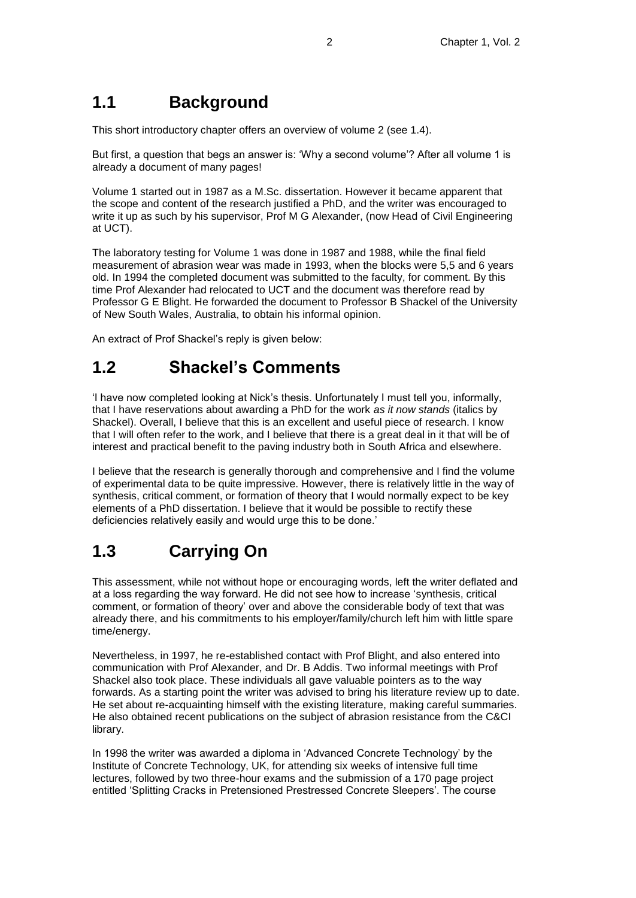## 1.1 Background

This short introductory chapter offers an overview of volume 2 (see 1.4).

But first, a question that begs an answer is: 'Why a second volume'? After all volume 1 is already a document of many pages!

Volume 1 started out in 1987 as a M.Sc. dissertation. However it became apparent that the scope and content of the research justified a PhD, and the writer was encouraged to write it up as such by his supervisor, Prof M G Alexander, (now Head of Civil Engineering at UCT).

The laboratory testing for Volume 1 was done in 1987 and 1988, while the final field measurement of abrasion wear was made in 1993, when the blocks were 5,5 and 6 years old. In 1994 the completed document was submitted to the faculty, for comment. By this time Prof Alexander had relocated to UCT and the document was therefore read by Professor G E Blight. He forwarded the document to Professor B Shackel of the University of New South Wales, Australia, to obtain his informal opinion.

An extract of Prof Shackel's reply is given below:

## 1.2 Shackel's Comments

'I have now completed looking at Nick's thesis. Unfortunately I must tell you, informally, that I have reservations about awarding a PhD for the work *as it now stands* (italics by Shackel). Overall, I believe that this is an excellent and useful piece of research. I know that I will often refer to the work, and I believe that there is a great deal in it that will be of interest and practical benefit to the paving industry both in South Africa and elsewhere.

I believe that the research is generally thorough and comprehensive and I find the volume of experimental data to be quite impressive. However, there is relatively little in the way of synthesis, critical comment, or formation of theory that I would normally expect to be key elements of a PhD dissertation. I believe that it would be possible to rectify these deficiencies relatively easily and would urge this to be done.'

## 1.3 Carrying On

This assessment, while not without hope or encouraging words, left the writer deflated and at a loss regarding the way forward. He did not see how to increase 'synthesis, critical comment, or formation of theory' over and above the considerable body of text that was already there, and his commitments to his employer/family/church left him with little spare time/energy.

Nevertheless, in 1997, he re-established contact with Prof Blight, and also entered into communication with Prof Alexander, and Dr. B Addis. Two informal meetings with Prof Shackel also took place. These individuals all gave valuable pointers as to the way forwards. As a starting point the writer was advised to bring his literature review up to date. He set about re-acquainting himself with the existing literature, making careful summaries. He also obtained recent publications on the subject of abrasion resistance from the C&CI library.

In 1998 the writer was awarded a diploma in 'Advanced Concrete Technology' by the Institute of Concrete Technology, UK, for attending six weeks of intensive full time lectures, followed by two three-hour exams and the submission of a 170 page project entitled 'Splitting Cracks in Pretensioned Prestressed Concrete Sleepers'. The course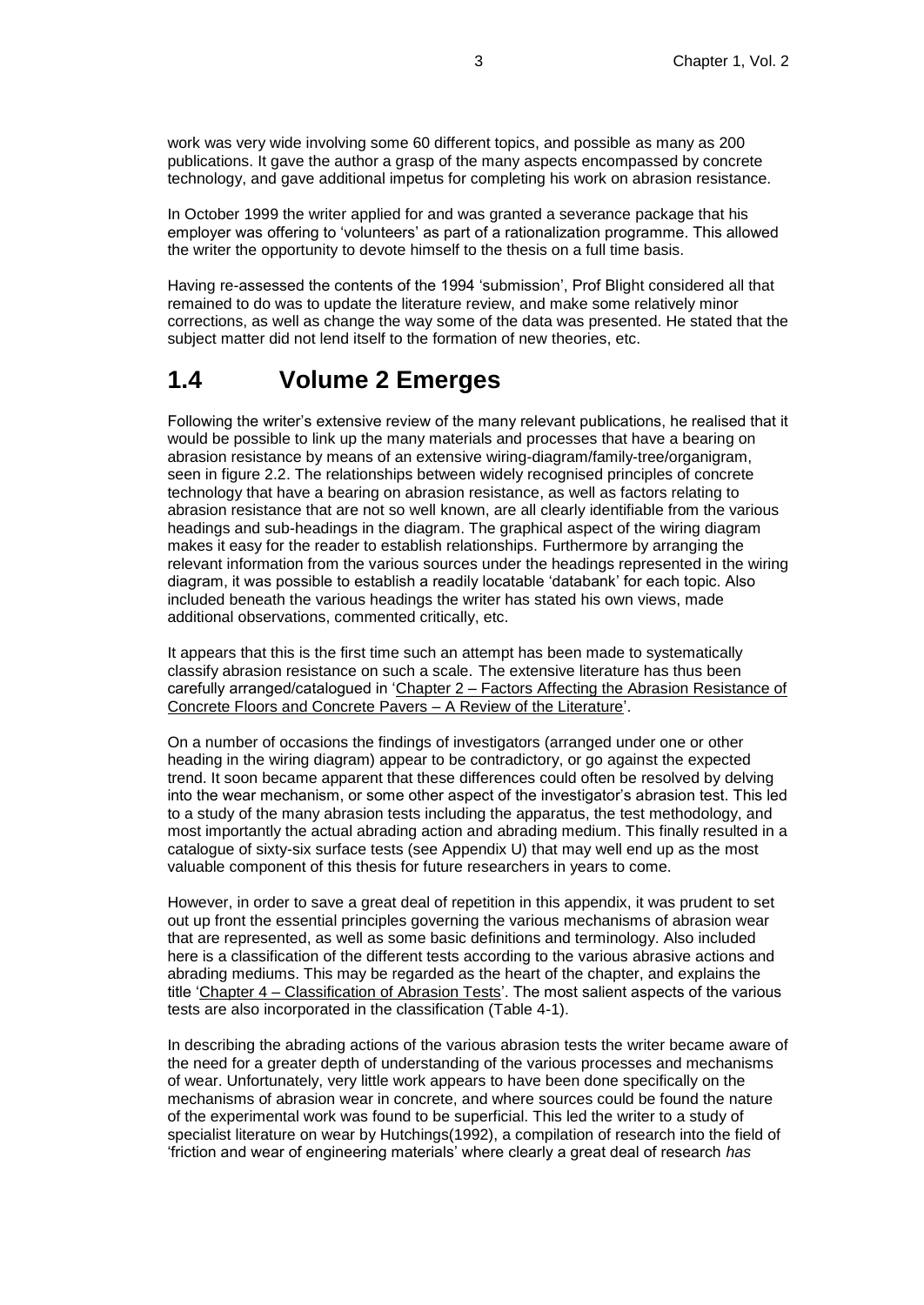work was very wide involving some 60 different topics, and possible as many as 200 publications. It gave the author a grasp of the many aspects encompassed by concrete technology, and gave additional impetus for completing his work on abrasion resistance.

In October 1999 the writer applied for and was granted a severance package that his employer was offering to 'volunteers' as part of a rationalization programme. This allowed the writer the opportunity to devote himself to the thesis on a full time basis.

Having re-assessed the contents of the 1994 'submission', Prof Blight considered all that remained to do was to update the literature review, and make some relatively minor corrections, as well as change the way some of the data was presented. He stated that the subject matter did not lend itself to the formation of new theories, etc.

## 1.4 Volume 2 Emerges

Following the writer's extensive review of the many relevant publications, he realised that it would be possible to link up the many materials and processes that have a bearing on abrasion resistance by means of an extensive wiring-diagram/family-tree/organigram, seen in figure 2.2. The relationships between widely recognised principles of concrete technology that have a bearing on abrasion resistance, as well as factors relating to abrasion resistance that are not so well known, are all clearly identifiable from the various headings and sub-headings in the diagram. The graphical aspect of the wiring diagram makes it easy for the reader to establish relationships. Furthermore by arranging the relevant information from the various sources under the headings represented in the wiring diagram, it was possible to establish a readily locatable 'databank' for each topic. Also included beneath the various headings the writer has stated his own views, made additional observations, commented critically, etc.

It appears that this is the first time such an attempt has been made to systematically classify abrasion resistance on such a scale. The extensive literature has thus been carefully arranged/catalogued in '<u>Chapter 2 – Factors Affecting the Abrasion Resistance of Concrete Floors and Concrete Pavers – A Review of the Literature</u>'.

On a number of occasions the findings of investigators (arranged under one or other heading in the wiring diagram) appear to be contradictory, or go against the expected trend. It soon became apparent that these differences could often be resolved by delving into the wear mechanism, or some other aspect of the investigator's abrasion test. This led to a study of the many abrasion tests including the apparatus, the test methodology, and most importantly the actual abrading action and abrading medium. This finally resulted in a catalogue of sixty-six surface tests (see Appendix U) that may well end up as the most valuable component of this thesis for future researchers in years to come.

However, in order to save a great deal of repetition in this appendix, it was prudent to set out up front the essential principles governing the various mechanisms of abrasion wear that are represented, as well as some basic definitions and terminology. Also included here is a classification of the different tests according to the various abrasive actions and abrading mediums. This may be regarded as the heart of the chapter, and explains the title '<u>Chapter 4 – Classification of Abrasion Tests</u>'. The most salient aspects of the various tests are also incorporated in the classification (Table 4-1).

In describing the abrading actions of the various abrasion tests the writer became aware of the need for a greater depth of understanding of the various processes and mechanisms of wear. Unfortunately, very little work appears to have been done specifically on the mechanisms of abrasion wear in concrete, and where sources could be found the nature of the experimental work was found to be superficial. This led the writer to a study of specialist literature on wear by Hutchings(1992), a compilation of research into the field of 'friction and wear of engineering materials' where clearly a great deal of research *has*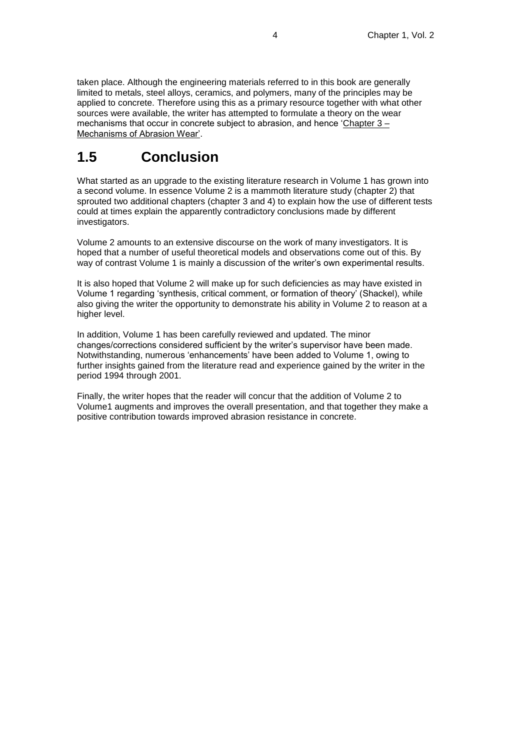taken place. Although the engineering materials referred to in this book are generally limited to metals, steel alloys, ceramics, and polymers, many of the principles may be applied to concrete. Therefore using this as a primary resource together with what other sources were available, the writer has attempted to formulate a theory on the wear mechanisms that occur in concrete subject to abrasion, and hence 'Chapter 3 – Mechanisms of Abrasion Wear'.

## 1.5 Conclusion

What started as an upgrade to the existing literature research in Volume 1 has grown into a second volume. In essence Volume 2 is a mammoth literature study (chapter 2) that sprouted two additional chapters (chapter 3 and 4) to explain how the use of different tests could at times explain the apparently contradictory conclusions made by different investigators.

Volume 2 amounts to an extensive discourse on the work of many investigators. It is hoped that a number of useful theoretical models and observations come out of this. By way of contrast Volume 1 is mainly a discussion of the writer's own experimental results.

It is also hoped that Volume 2 will make up for such deficiencies as may have existed in Volume 1 regarding 'synthesis, critical comment, or formation of theory' (Shackel), while also giving the writer the opportunity to demonstrate his ability in Volume 2 to reason at a higher level.

In addition, Volume 1 has been carefully reviewed and updated. The minor changes/corrections considered sufficient by the writer's supervisor have been made. Notwithstanding, numerous 'enhancements' have been added to Volume 1, owing to further insights gained from the literature read and experience gained by the writer in the period 1994 through 2001.

Finally, the writer hopes that the reader will concur that the addition of Volume 2 to Volume1 augments and improves the overall presentation, and that together they make a positive contribution towards improved abrasion resistance in concrete.